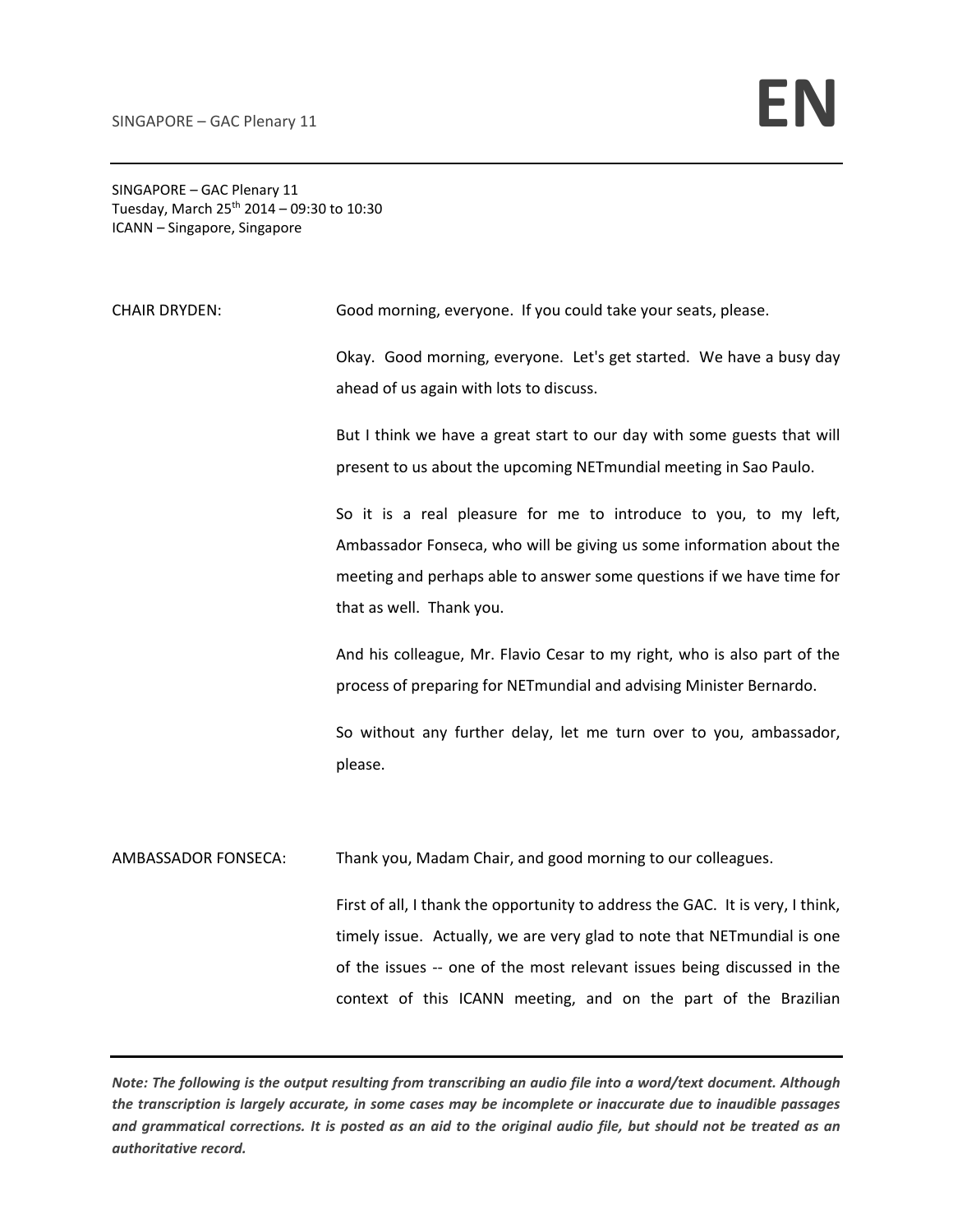SINGAPORE – GAC Plenary 11
Tuesday, March 25th 2014 – 09:30 to 10:30
ICANN – Singapore, Singapore

**CHAIR DRYDEN:** Good morning, everyone. If you could take your seats, please.

Okay. Good morning, everyone. Let's get started. We have a busy day ahead of us again with lots to discuss.

But I think we have a great start to our day with some guests that will present to us about the upcoming NETmundial meeting in Sao Paulo.

So it is a real pleasure for me to introduce to you, to my left, Ambassador Fonseca, who will be giving us some information about the meeting and perhaps able to answer some questions if we have time for that as well. Thank you.

And his colleague, Mr. Flavio Cesar to my right, who is also part of the process of preparing for NETmundial and advising Minister Bernardo.

So without any further delay, let me turn over to you, ambassador, please.

**AMBASSADOR FONSECA:** Thank you, Madam Chair, and good morning to our colleagues.

First of all, I thank the opportunity to address the GAC. It is very, I think, timely issue. Actually, we are very glad to note that NETmundial is one of the issues -- one of the most relevant issues being discussed in the context of this ICANN meeting, and on the part of the Brazilian

*Note: The following is the output resulting from transcribing an audio file into a word/text document. Although the transcription is largely accurate, in some cases may be incomplete or inaccurate due to inaudible passages and grammatical corrections. It is posted as an aid to the original audio file, but should not be treated as an authoritative record.*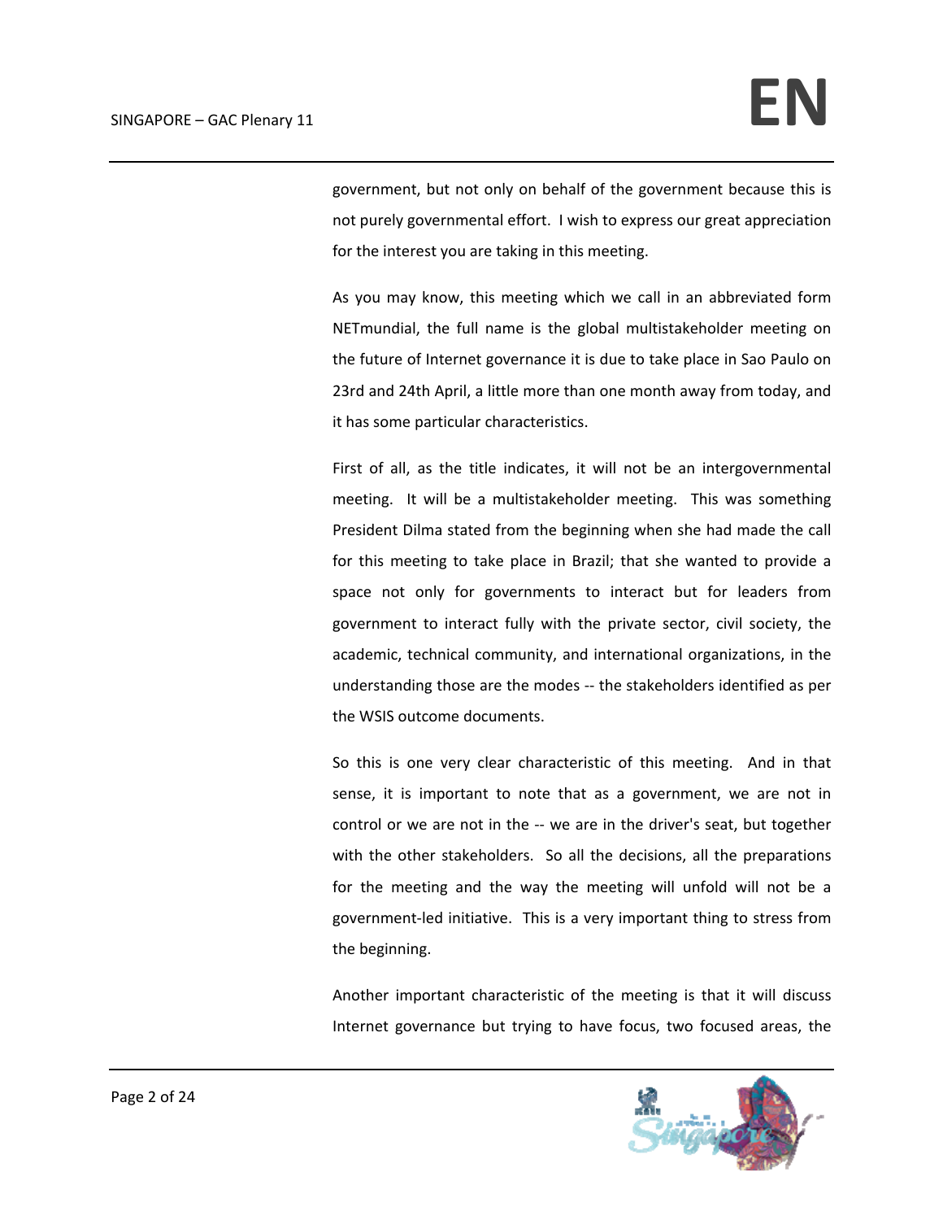government, but not only on behalf of the government because this is not purely governmental effort. I wish to express our great appreciation for the interest you are taking in this meeting.

As you may know, this meeting which we call in an abbreviated form NETmundial, the full name is the global multistakeholder meeting on the future of Internet governance it is due to take place in Sao Paulo on 23rd and 24th April, a little more than one month away from today, and it has some particular characteristics.

First of all, as the title indicates, it will not be an intergovernmental meeting. It will be a multistakeholder meeting. This was something President Dilma stated from the beginning when she had made the call for this meeting to take place in Brazil; that she wanted to provide a space not only for governments to interact but for leaders from government to interact fully with the private sector, civil society, the academic, technical community, and international organizations, in the understanding those are the modes -- the stakeholders identified as per the WSIS outcome documents.

So this is one very clear characteristic of this meeting. And in that sense, it is important to note that as a government, we are not in control or we are not in the -- we are in the driver's seat, but together with the other stakeholders. So all the decisions, all the preparations for the meeting and the way the meeting will unfold will not be a government-led initiative. This is a very important thing to stress from the beginning.

Another important characteristic of the meeting is that it will discuss Internet governance but trying to have focus, two focused areas, the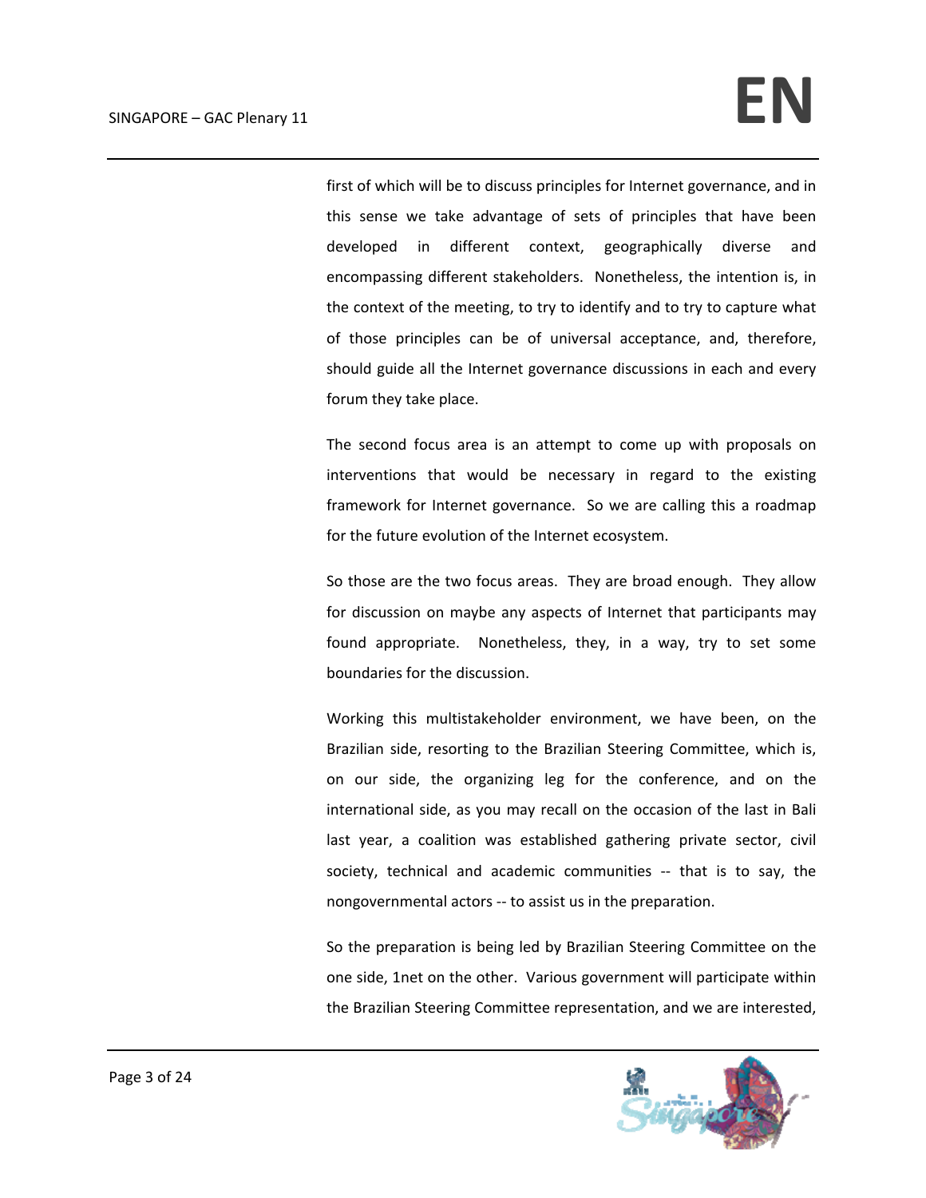first of which will be to discuss principles for Internet governance, and in this sense we take advantage of sets of principles that have been developed in different context, geographically diverse and encompassing different stakeholders. Nonetheless, the intention is, in the context of the meeting, to try to identify and to try to capture what of those principles can be of universal acceptance, and, therefore, should guide all the Internet governance discussions in each and every forum they take place.

The second focus area is an attempt to come up with proposals on interventions that would be necessary in regard to the existing framework for Internet governance. So we are calling this a roadmap for the future evolution of the Internet ecosystem.

So those are the two focus areas. They are broad enough. They allow for discussion on maybe any aspects of Internet that participants may found appropriate. Nonetheless, they, in a way, try to set some boundaries for the discussion.

Working this multistakeholder environment, we have been, on the Brazilian side, resorting to the Brazilian Steering Committee, which is, on our side, the organizing leg for the conference, and on the international side, as you may recall on the occasion of the last in Bali last year, a coalition was established gathering private sector, civil society, technical and academic communities -- that is to say, the nongovernmental actors -- to assist us in the preparation.

So the preparation is being led by Brazilian Steering Committee on the one side, 1net on the other. Various government will participate within the Brazilian Steering Committee representation, and we are interested,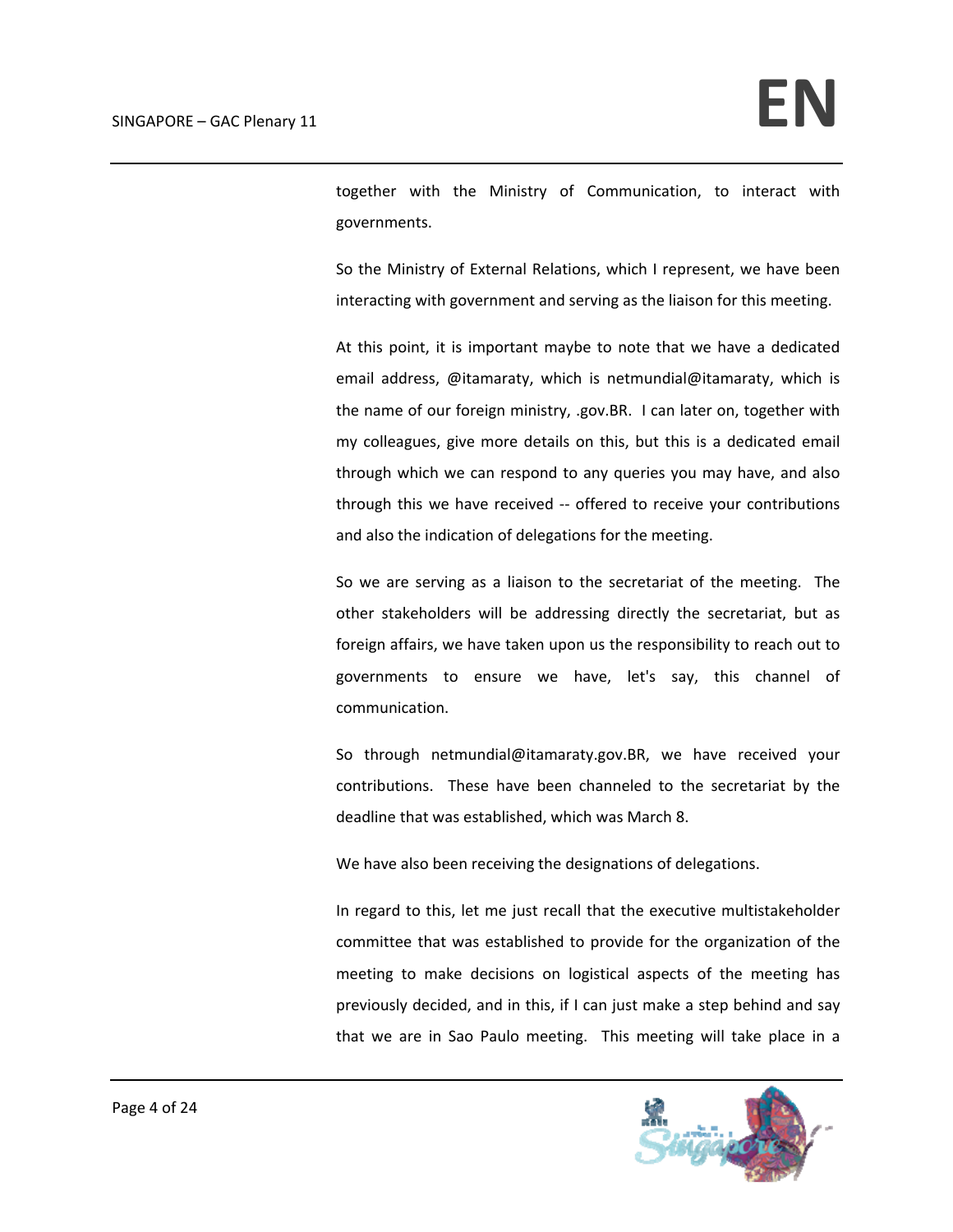together with the Ministry of Communication, to interact with governments.

So the Ministry of External Relations, which I represent, we have been interacting with government and serving as the liaison for this meeting.

At this point, it is important maybe to note that we have a dedicated email address, @itamaraty, which is netmundial@itamaraty, which is the name of our foreign ministry, .gov.BR. I can later on, together with my colleagues, give more details on this, but this is a dedicated email through which we can respond to any queries you may have, and also through this we have received -- offered to receive your contributions and also the indication of delegations for the meeting.

So we are serving as a liaison to the secretariat of the meeting. The other stakeholders will be addressing directly the secretariat, but as foreign affairs, we have taken upon us the responsibility to reach out to governments to ensure we have, let's say, this channel of communication.

So through netmundial@itamaraty.gov.BR, we have received your contributions. These have been channeled to the secretariat by the deadline that was established, which was March 8.

We have also been receiving the designations of delegations.

In regard to this, let me just recall that the executive multistakeholder committee that was established to provide for the organization of the meeting to make decisions on logistical aspects of the meeting has previously decided, and in this, if I can just make a step behind and say that we are in Sao Paulo meeting. This meeting will take place in a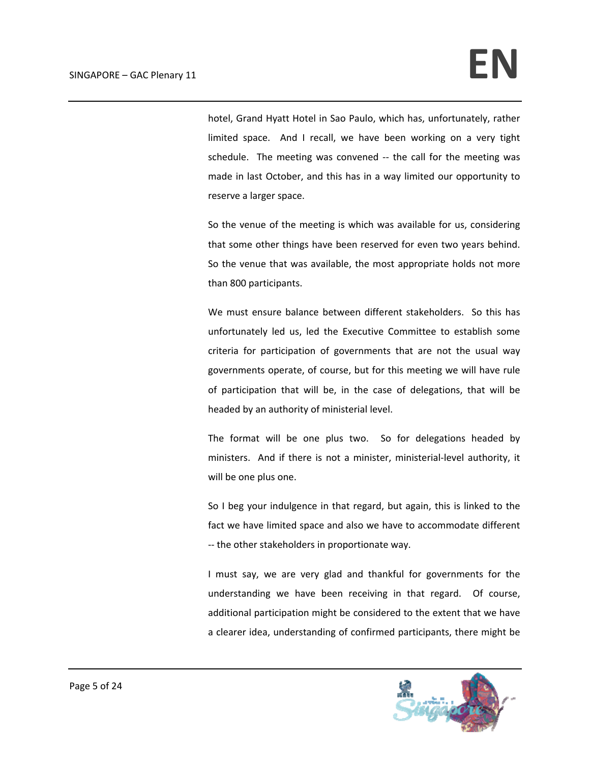hotel, Grand Hyatt Hotel in Sao Paulo, which has, unfortunately, rather limited space. And I recall, we have been working on a very tight schedule. The meeting was convened -- the call for the meeting was made in last October, and this has in a way limited our opportunity to reserve a larger space.

So the venue of the meeting is which was available for us, considering that some other things have been reserved for even two years behind. So the venue that was available, the most appropriate holds not more than 800 participants.

We must ensure balance between different stakeholders. So this has unfortunately led us, led the Executive Committee to establish some criteria for participation of governments that are not the usual way governments operate, of course, but for this meeting we will have rule of participation that will be, in the case of delegations, that will be headed by an authority of ministerial level.

The format will be one plus two. So for delegations headed by ministers. And if there is not a minister, ministerial-level authority, it will be one plus one.

So I beg your indulgence in that regard, but again, this is linked to the fact we have limited space and also we have to accommodate different -- the other stakeholders in proportionate way.

I must say, we are very glad and thankful for governments for the understanding we have been receiving in that regard. Of course, additional participation might be considered to the extent that we have a clearer idea, understanding of confirmed participants, there might be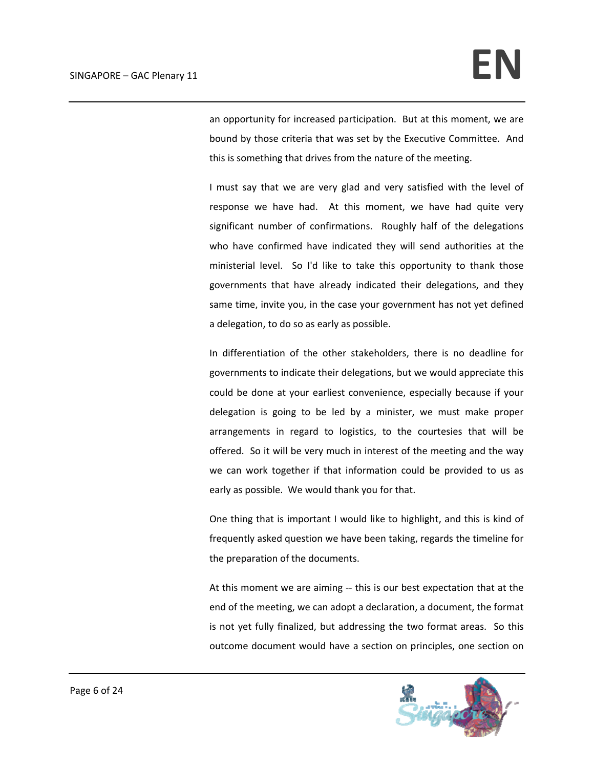an opportunity for increased participation. But at this moment, we are bound by those criteria that was set by the Executive Committee. And this is something that drives from the nature of the meeting.

I must say that we are very glad and very satisfied with the level of response we have had. At this moment, we have had quite very significant number of confirmations. Roughly half of the delegations who have confirmed have indicated they will send authorities at the ministerial level. So I'd like to take this opportunity to thank those governments that have already indicated their delegations, and they same time, invite you, in the case your government has not yet defined a delegation, to do so as early as possible.

In differentiation of the other stakeholders, there is no deadline for governments to indicate their delegations, but we would appreciate this could be done at your earliest convenience, especially because if your delegation is going to be led by a minister, we must make proper arrangements in regard to logistics, to the courtesies that will be offered. So it will be very much in interest of the meeting and the way we can work together if that information could be provided to us as early as possible. We would thank you for that.

One thing that is important I would like to highlight, and this is kind of frequently asked question we have been taking, regards the timeline for the preparation of the documents.

At this moment we are aiming -- this is our best expectation that at the end of the meeting, we can adopt a declaration, a document, the format is not yet fully finalized, but addressing the two format areas. So this outcome document would have a section on principles, one section on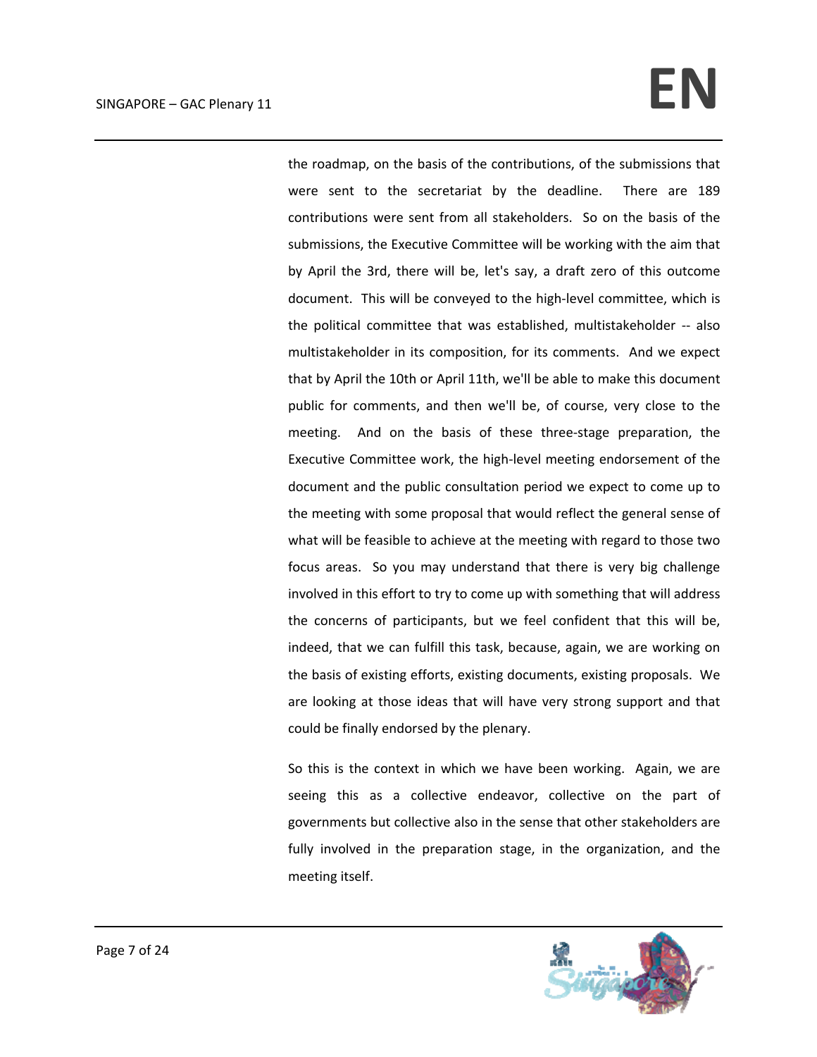the roadmap, on the basis of the contributions, of the submissions that were sent to the secretariat by the deadline. There are 189 contributions were sent from all stakeholders. So on the basis of the submissions, the Executive Committee will be working with the aim that by April the 3rd, there will be, let's say, a draft zero of this outcome document. This will be conveyed to the high-level committee, which is the political committee that was established, multistakeholder -- also multistakeholder in its composition, for its comments. And we expect that by April the 10th or April 11th, we'll be able to make this document public for comments, and then we'll be, of course, very close to the meeting. And on the basis of these three-stage preparation, the Executive Committee work, the high-level meeting endorsement of the document and the public consultation period we expect to come up to the meeting with some proposal that would reflect the general sense of what will be feasible to achieve at the meeting with regard to those two focus areas. So you may understand that there is very big challenge involved in this effort to try to come up with something that will address the concerns of participants, but we feel confident that this will be, indeed, that we can fulfill this task, because, again, we are working on the basis of existing efforts, existing documents, existing proposals. We are looking at those ideas that will have very strong support and that could be finally endorsed by the plenary.

So this is the context in which we have been working. Again, we are seeing this as a collective endeavor, collective on the part of governments but collective also in the sense that other stakeholders are fully involved in the preparation stage, in the organization, and the meeting itself.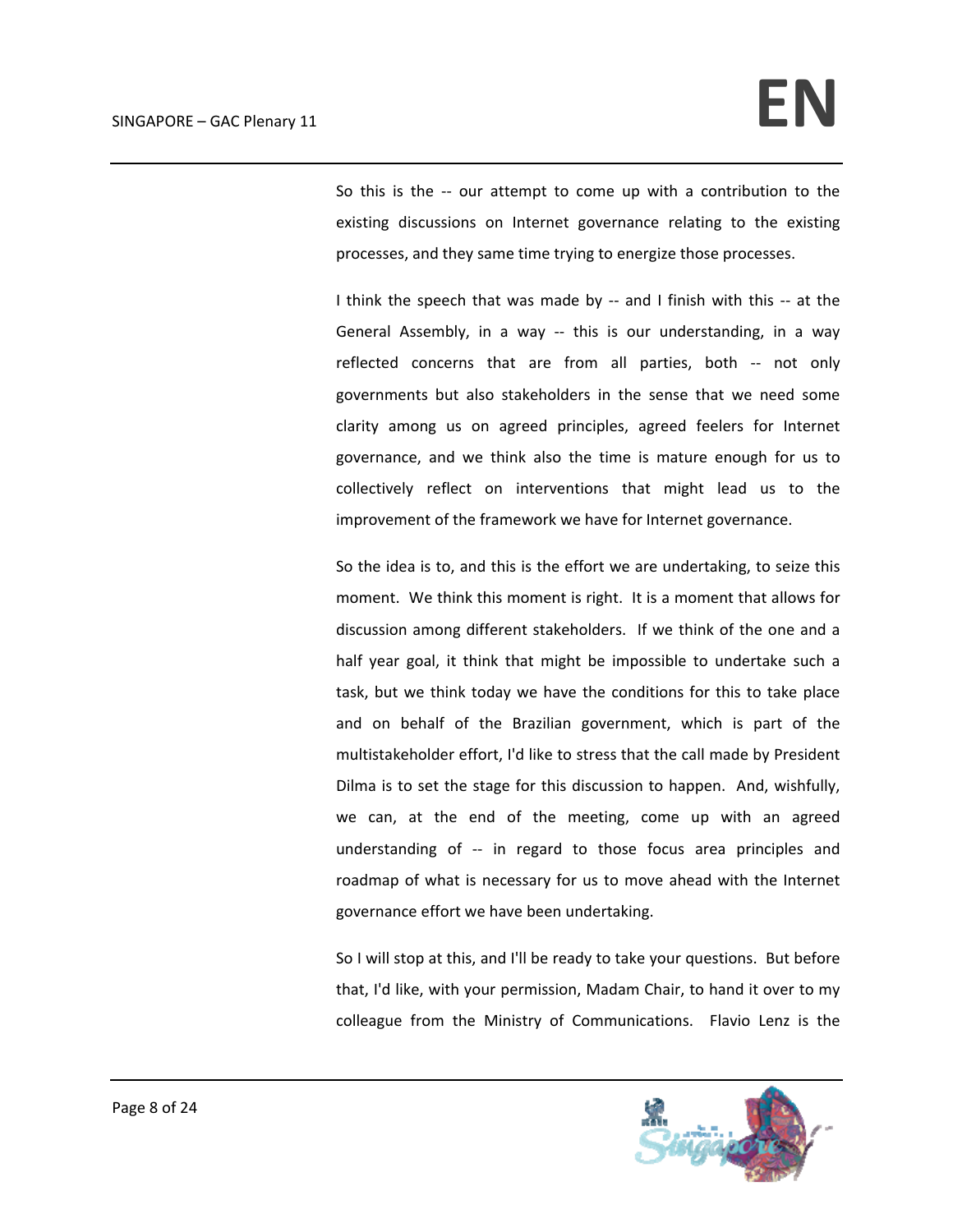So this is the -- our attempt to come up with a contribution to the existing discussions on Internet governance relating to the existing processes, and they same time trying to energize those processes.

I think the speech that was made by -- and I finish with this -- at the General Assembly, in a way -- this is our understanding, in a way reflected concerns that are from all parties, both -- not only governments but also stakeholders in the sense that we need some clarity among us on agreed principles, agreed feelers for Internet governance, and we think also the time is mature enough for us to collectively reflect on interventions that might lead us to the improvement of the framework we have for Internet governance.

So the idea is to, and this is the effort we are undertaking, to seize this moment. We think this moment is right. It is a moment that allows for discussion among different stakeholders. If we think of the one and a half year goal, it think that might be impossible to undertake such a task, but we think today we have the conditions for this to take place and on behalf of the Brazilian government, which is part of the multistakeholder effort, I'd like to stress that the call made by President Dilma is to set the stage for this discussion to happen. And, wishfully, we can, at the end of the meeting, come up with an agreed understanding of -- in regard to those focus area principles and roadmap of what is necessary for us to move ahead with the Internet governance effort we have been undertaking.

So I will stop at this, and I'll be ready to take your questions. But before that, I'd like, with your permission, Madam Chair, to hand it over to my colleague from the Ministry of Communications. Flavio Lenz is the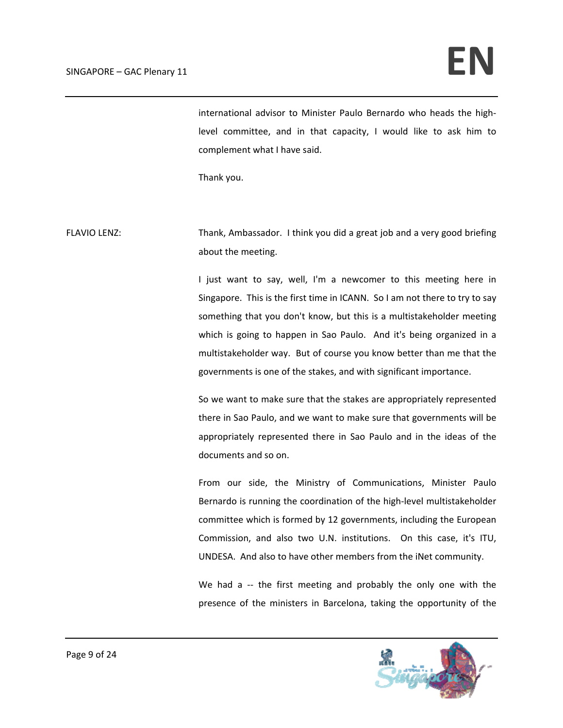international advisor to Minister Paulo Bernardo who heads the high-level committee, and in that capacity, I would like to ask him to complement what I have said.

Thank you.

FLAVIO LENZ: Thank, Ambassador. I think you did a great job and a very good briefing about the meeting.

I just want to say, well, I'm a newcomer to this meeting here in Singapore. This is the first time in ICANN. So I am not there to try to say something that you don't know, but this is a multistakeholder meeting which is going to happen in Sao Paulo. And it's being organized in a multistakeholder way. But of course you know better than me that the governments is one of the stakes, and with significant importance.

So we want to make sure that the stakes are appropriately represented there in Sao Paulo, and we want to make sure that governments will be appropriately represented there in Sao Paulo and in the ideas of the documents and so on.

From our side, the Ministry of Communications, Minister Paulo Bernardo is running the coordination of the high-level multistakeholder committee which is formed by 12 governments, including the European Commission, and also two U.N. institutions. On this case, it's ITU, UNDESA. And also to have other members from the iNet community.

We had a -- the first meeting and probably the only one with the presence of the ministers in Barcelona, taking the opportunity of the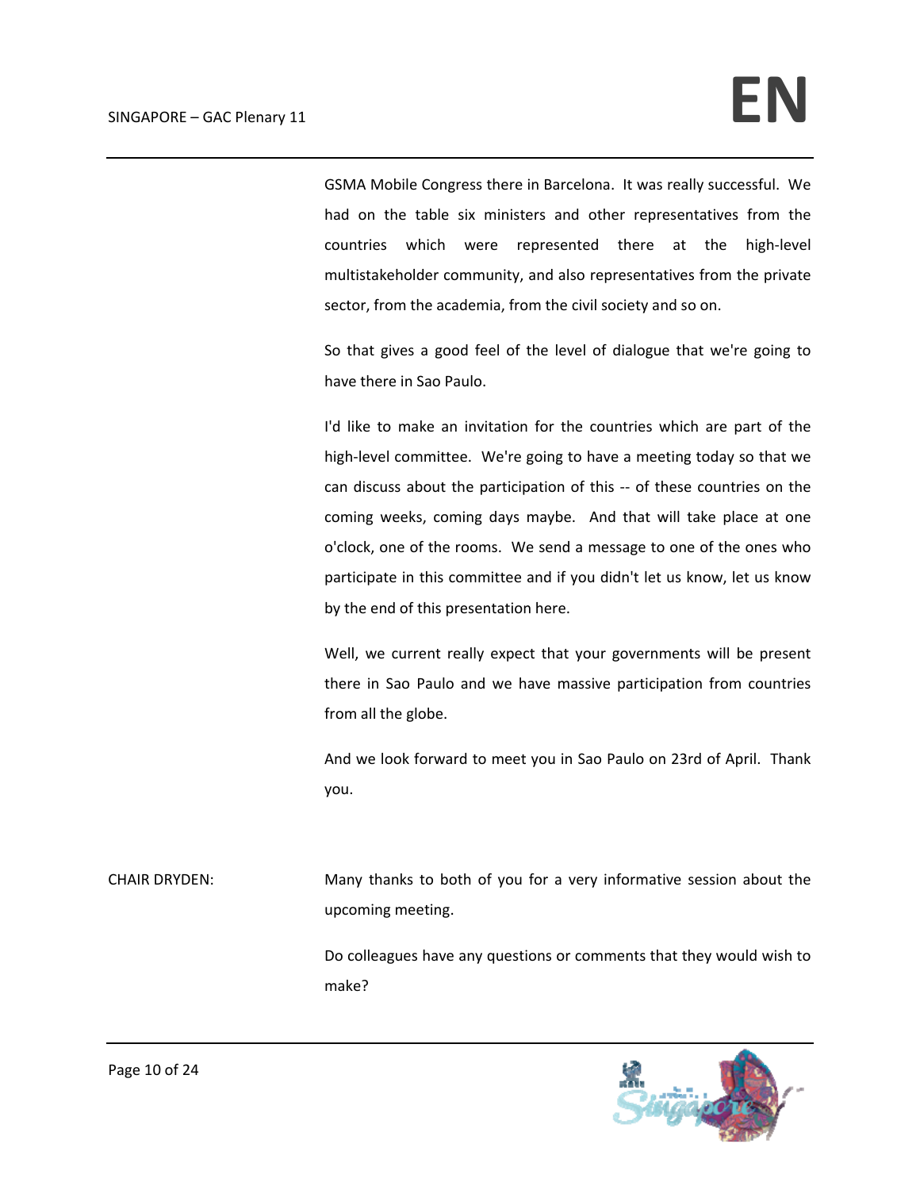GSMA Mobile Congress there in Barcelona. It was really successful. We had on the table six ministers and other representatives from the countries which were represented there at the high-level multistakeholder community, and also representatives from the private sector, from the academia, from the civil society and so on.

So that gives a good feel of the level of dialogue that we're going to have there in Sao Paulo.

I'd like to make an invitation for the countries which are part of the high-level committee. We're going to have a meeting today so that we can discuss about the participation of this -- of these countries on the coming weeks, coming days maybe. And that will take place at one o'clock, one of the rooms. We send a message to one of the ones who participate in this committee and if you didn't let us know, let us know by the end of this presentation here.

Well, we current really expect that your governments will be present there in Sao Paulo and we have massive participation from countries from all the globe.

And we look forward to meet you in Sao Paulo on 23rd of April. Thank you.

CHAIR DRYDEN: Many thanks to both of you for a very informative session about the upcoming meeting.

Do colleagues have any questions or comments that they would wish to make?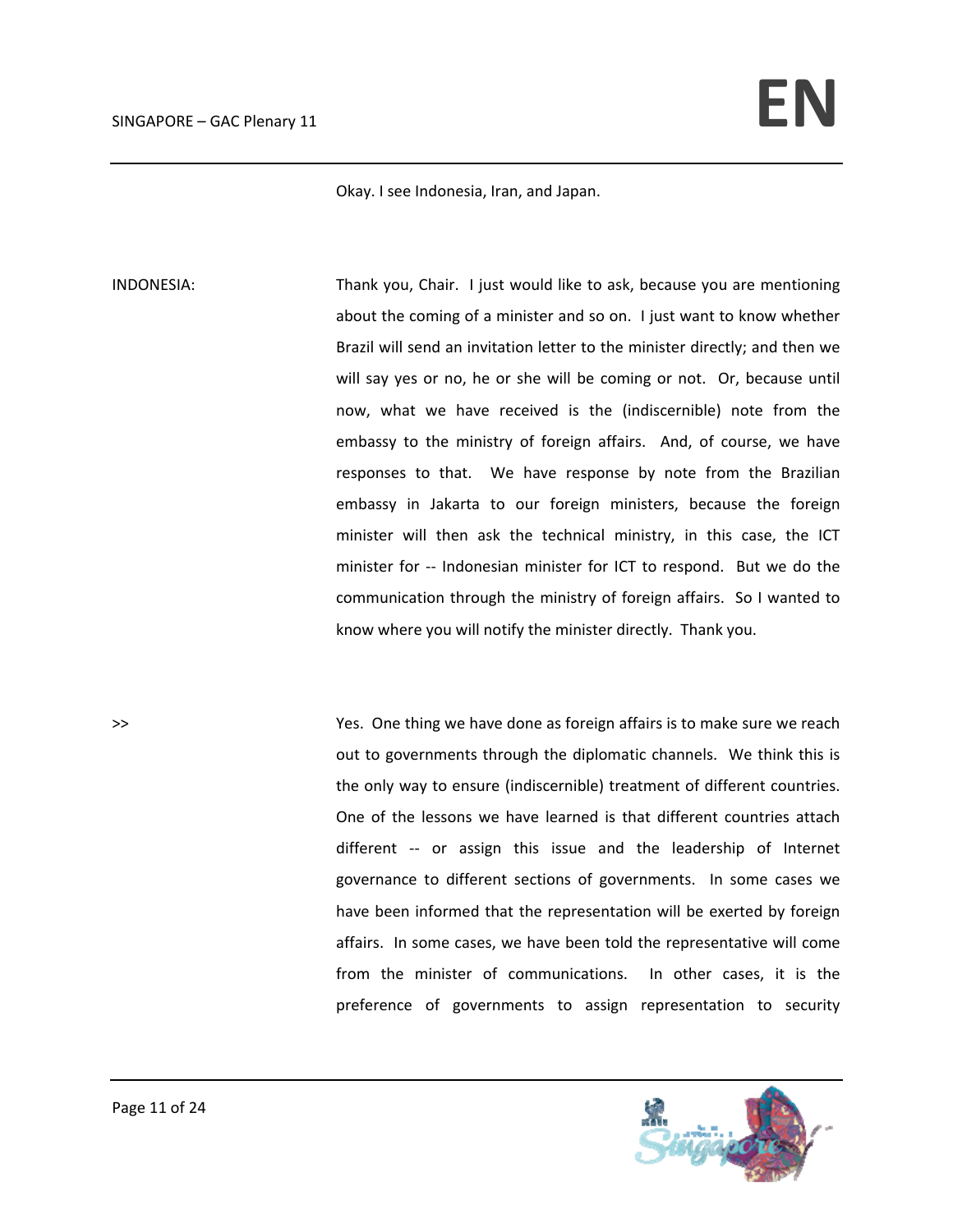Okay. I see Indonesia, Iran, and Japan.

INDONESIA: Thank you, Chair. I just would like to ask, because you are mentioning about the coming of a minister and so on. I just want to know whether Brazil will send an invitation letter to the minister directly; and then we will say yes or no, he or she will be coming or not. Or, because until now, what we have received is the (indiscernible) note from the embassy to the ministry of foreign affairs. And, of course, we have responses to that. We have response by note from the Brazilian embassy in Jakarta to our foreign ministers, because the foreign minister will then ask the technical ministry, in this case, the ICT minister for -- Indonesian minister for ICT to respond. But we do the communication through the ministry of foreign affairs. So I wanted to know where you will notify the minister directly. Thank you.

\>> Yes. One thing we have done as foreign affairs is to make sure we reach out to governments through the diplomatic channels. We think this is the only way to ensure (indiscernible) treatment of different countries. One of the lessons we have learned is that different countries attach different -- or assign this issue and the leadership of Internet governance to different sections of governments. In some cases we have been informed that the representation will be exerted by foreign affairs. In some cases, we have been told the representative will come from the minister of communications. In other cases, it is the preference of governments to assign representation to security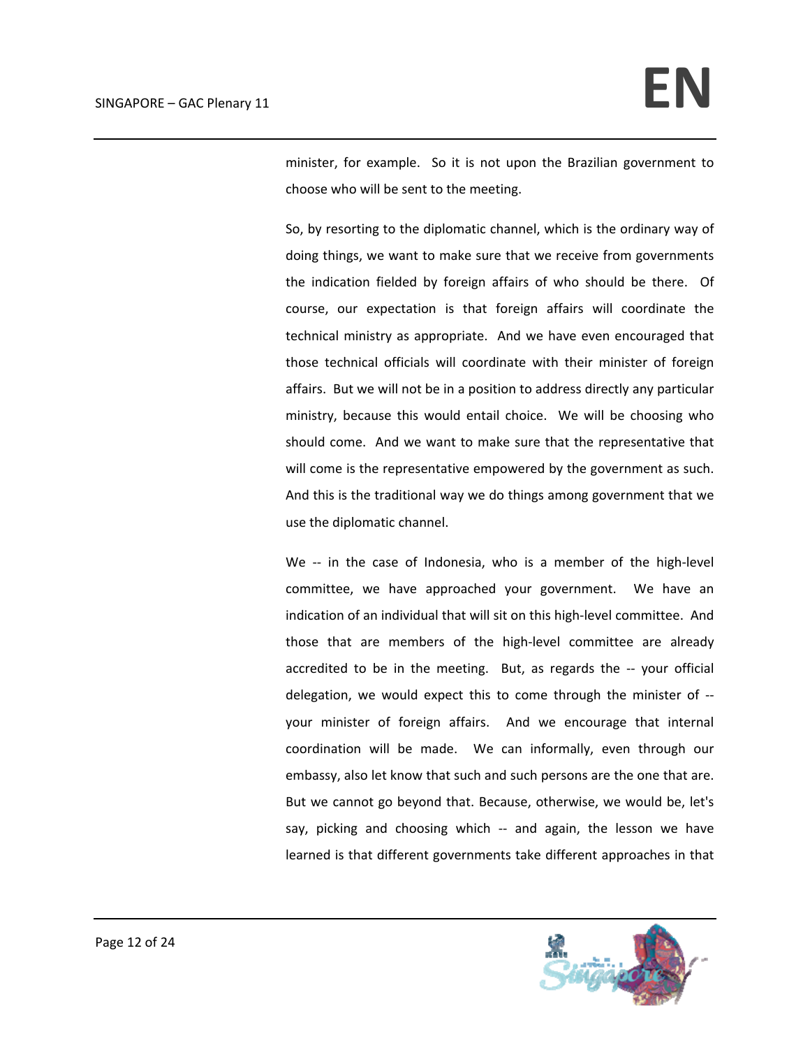minister, for example. So it is not upon the Brazilian government to choose who will be sent to the meeting.

So, by resorting to the diplomatic channel, which is the ordinary way of doing things, we want to make sure that we receive from governments the indication fielded by foreign affairs of who should be there. Of course, our expectation is that foreign affairs will coordinate the technical ministry as appropriate. And we have even encouraged that those technical officials will coordinate with their minister of foreign affairs. But we will not be in a position to address directly any particular ministry, because this would entail choice. We will be choosing who should come. And we want to make sure that the representative that will come is the representative empowered by the government as such. And this is the traditional way we do things among government that we use the diplomatic channel.

We -- in the case of Indonesia, who is a member of the high-level committee, we have approached your government. We have an indication of an individual that will sit on this high-level committee. And those that are members of the high-level committee are already accredited to be in the meeting. But, as regards the -- your official delegation, we would expect this to come through the minister of -- your minister of foreign affairs. And we encourage that internal coordination will be made. We can informally, even through our embassy, also let know that such and such persons are the one that are. But we cannot go beyond that. Because, otherwise, we would be, let's say, picking and choosing which -- and again, the lesson we have learned is that different governments take different approaches in that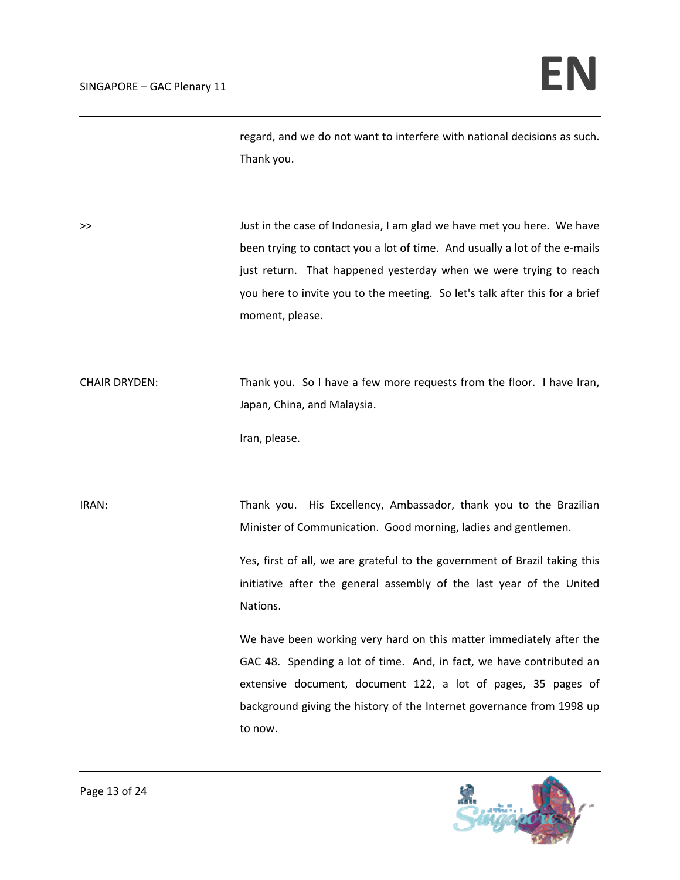regard, and we do not want to interfere with national decisions as such. Thank you.

\>> Just in the case of Indonesia, I am glad we have met you here. We have been trying to contact you a lot of time. And usually a lot of the e-mails just return. That happened yesterday when we were trying to reach you here to invite you to the meeting. So let's talk after this for a brief moment, please.

CHAIR DRYDEN: Thank you. So I have a few more requests from the floor. I have Iran, Japan, China, and Malaysia.

Iran, please.

IRAN: Thank you. His Excellency, Ambassador, thank you to the Brazilian Minister of Communication. Good morning, ladies and gentlemen.

Yes, first of all, we are grateful to the government of Brazil taking this initiative after the general assembly of the last year of the United Nations.

We have been working very hard on this matter immediately after the GAC 48. Spending a lot of time. And, in fact, we have contributed an extensive document, document 122, a lot of pages, 35 pages of background giving the history of the Internet governance from 1998 up to now.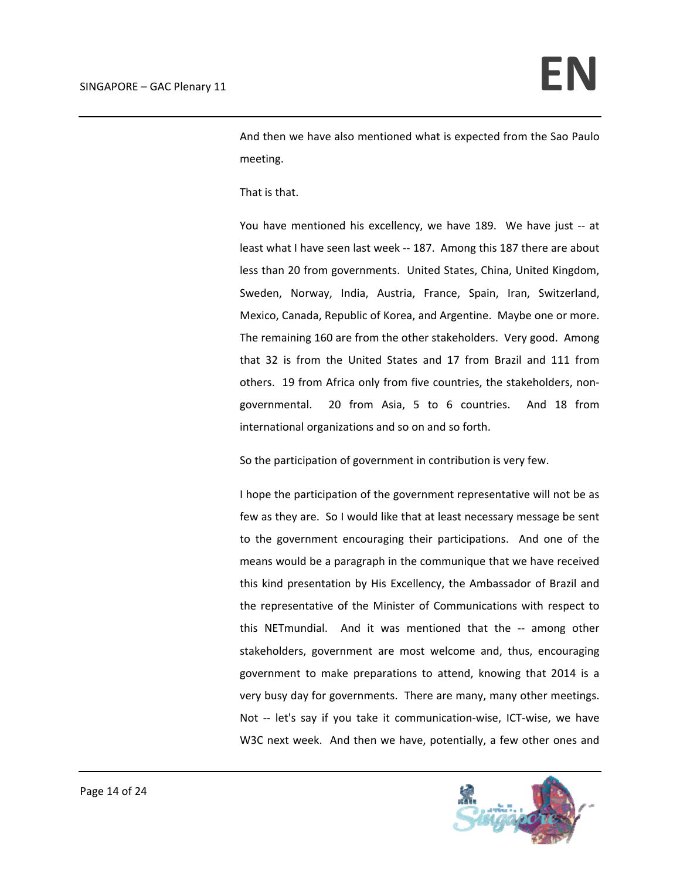And then we have also mentioned what is expected from the Sao Paulo meeting.

That is that.

You have mentioned his excellency, we have 189. We have just -- at least what I have seen last week -- 187. Among this 187 there are about less than 20 from governments. United States, China, United Kingdom, Sweden, Norway, India, Austria, France, Spain, Iran, Switzerland, Mexico, Canada, Republic of Korea, and Argentine. Maybe one or more. The remaining 160 are from the other stakeholders. Very good. Among that 32 is from the United States and 17 from Brazil and 111 from others. 19 from Africa only from five countries, the stakeholders, non-governmental. 20 from Asia, 5 to 6 countries. And 18 from international organizations and so on and so forth.

So the participation of government in contribution is very few.

I hope the participation of the government representative will not be as few as they are. So I would like that at least necessary message be sent to the government encouraging their participations. And one of the means would be a paragraph in the communique that we have received this kind presentation by His Excellency, the Ambassador of Brazil and the representative of the Minister of Communications with respect to this NETmundial. And it was mentioned that the -- among other stakeholders, government are most welcome and, thus, encouraging government to make preparations to attend, knowing that 2014 is a very busy day for governments. There are many, many other meetings. Not -- let's say if you take it communication-wise, ICT-wise, we have W3C next week. And then we have, potentially, a few other ones and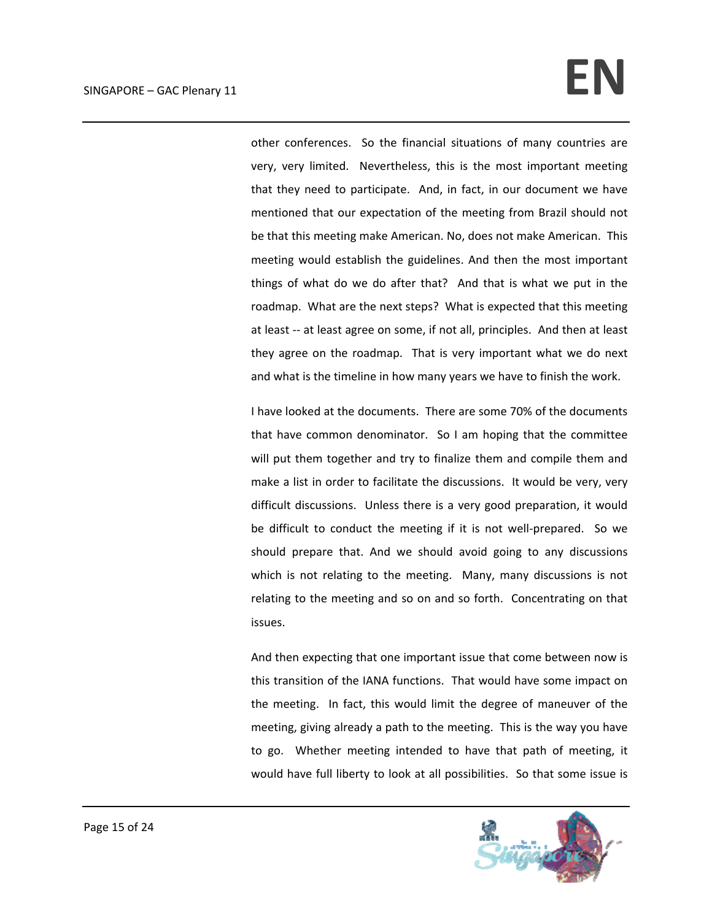other conferences. So the financial situations of many countries are very, very limited. Nevertheless, this is the most important meeting that they need to participate. And, in fact, in our document we have mentioned that our expectation of the meeting from Brazil should not be that this meeting make American. No, does not make American. This meeting would establish the guidelines. And then the most important things of what do we do after that? And that is what we put in the roadmap. What are the next steps? What is expected that this meeting at least -- at least agree on some, if not all, principles. And then at least they agree on the roadmap. That is very important what we do next and what is the timeline in how many years we have to finish the work.

I have looked at the documents. There are some 70% of the documents that have common denominator. So I am hoping that the committee will put them together and try to finalize them and compile them and make a list in order to facilitate the discussions. It would be very, very difficult discussions. Unless there is a very good preparation, it would be difficult to conduct the meeting if it is not well-prepared. So we should prepare that. And we should avoid going to any discussions which is not relating to the meeting. Many, many discussions is not relating to the meeting and so on and so forth. Concentrating on that issues.

And then expecting that one important issue that come between now is this transition of the IANA functions. That would have some impact on the meeting. In fact, this would limit the degree of maneuver of the meeting, giving already a path to the meeting. This is the way you have to go. Whether meeting intended to have that path of meeting, it would have full liberty to look at all possibilities. So that some issue is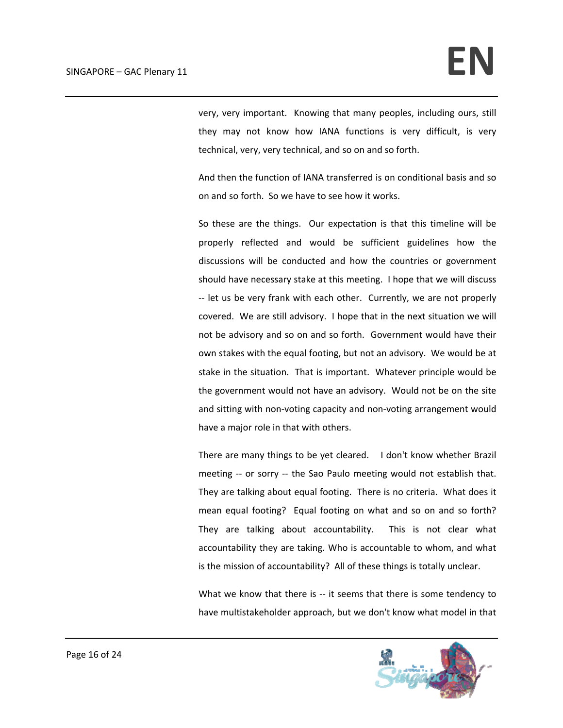very, very important. Knowing that many peoples, including ours, still they may not know how IANA functions is very difficult, is very technical, very, very technical, and so on and so forth.

And then the function of IANA transferred is on conditional basis and so on and so forth. So we have to see how it works.

So these are the things. Our expectation is that this timeline will be properly reflected and would be sufficient guidelines how the discussions will be conducted and how the countries or government should have necessary stake at this meeting. I hope that we will discuss -- let us be very frank with each other. Currently, we are not properly covered. We are still advisory. I hope that in the next situation we will not be advisory and so on and so forth. Government would have their own stakes with the equal footing, but not an advisory. We would be at stake in the situation. That is important. Whatever principle would be the government would not have an advisory. Would not be on the site and sitting with non-voting capacity and non-voting arrangement would have a major role in that with others.

There are many things to be yet cleared. I don't know whether Brazil meeting -- or sorry -- the Sao Paulo meeting would not establish that. They are talking about equal footing. There is no criteria. What does it mean equal footing? Equal footing on what and so on and so forth? They are talking about accountability. This is not clear what accountability they are taking. Who is accountable to whom, and what is the mission of accountability? All of these things is totally unclear.

What we know that there is -- it seems that there is some tendency to have multistakeholder approach, but we don't know what model in that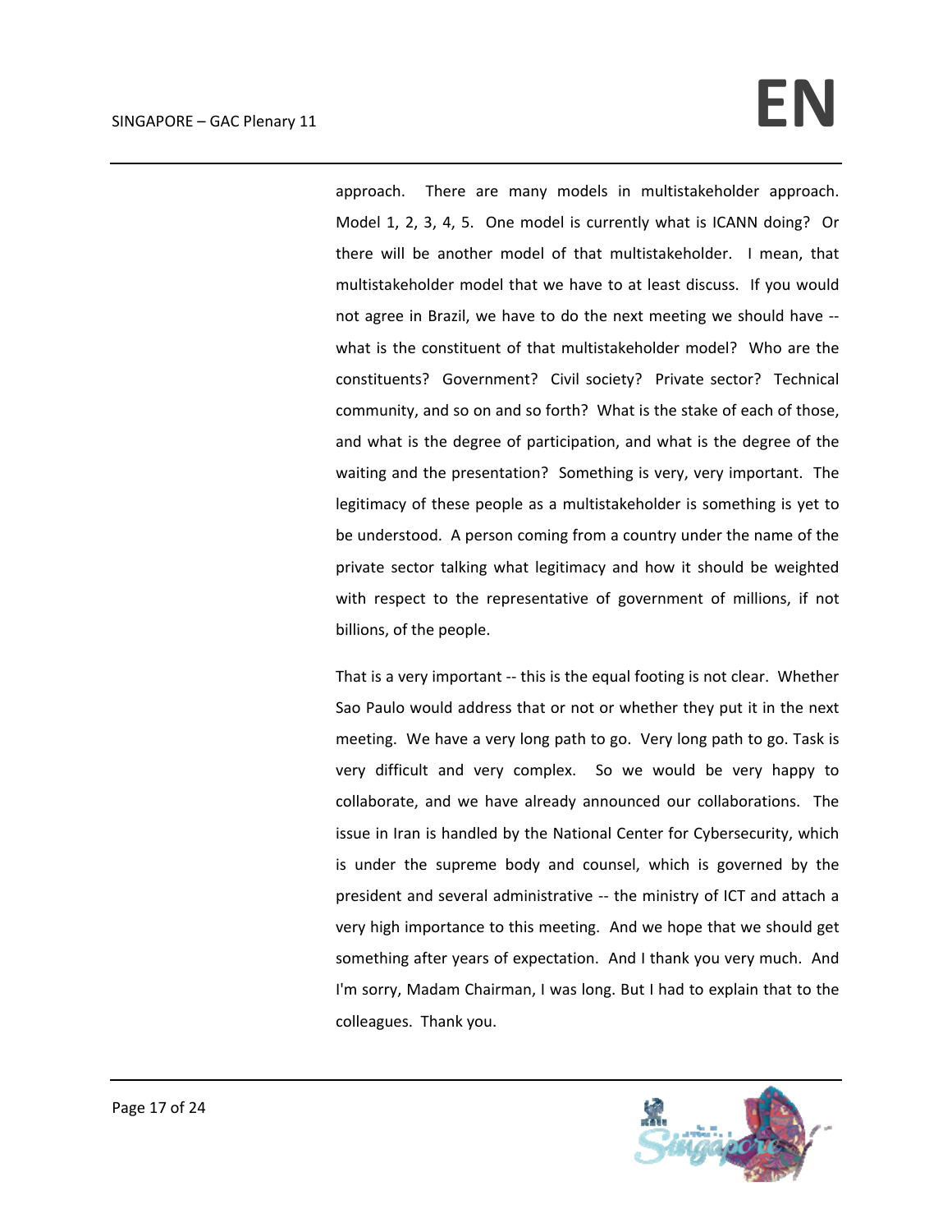approach. There are many models in multistakeholder approach. Model 1, 2, 3, 4, 5. One model is currently what is ICANN doing? Or there will be another model of that multistakeholder. I mean, that multistakeholder model that we have to at least discuss. If you would not agree in Brazil, we have to do the next meeting we should have -- what is the constituent of that multistakeholder model? Who are the constituents? Government? Civil society? Private sector? Technical community, and so on and so forth? What is the stake of each of those, and what is the degree of participation, and what is the degree of the waiting and the presentation? Something is very, very important. The legitimacy of these people as a multistakeholder is something is yet to be understood. A person coming from a country under the name of the private sector talking what legitimacy and how it should be weighted with respect to the representative of government of millions, if not billions, of the people.

That is a very important -- this is the equal footing is not clear. Whether Sao Paulo would address that or not or whether they put it in the next meeting. We have a very long path to go. Very long path to go. Task is very difficult and very complex. So we would be very happy to collaborate, and we have already announced our collaborations. The issue in Iran is handled by the National Center for Cybersecurity, which is under the supreme body and counsel, which is governed by the president and several administrative -- the ministry of ICT and attach a very high importance to this meeting. And we hope that we should get something after years of expectation. And I thank you very much. And I'm sorry, Madam Chairman, I was long. But I had to explain that to the colleagues. Thank you.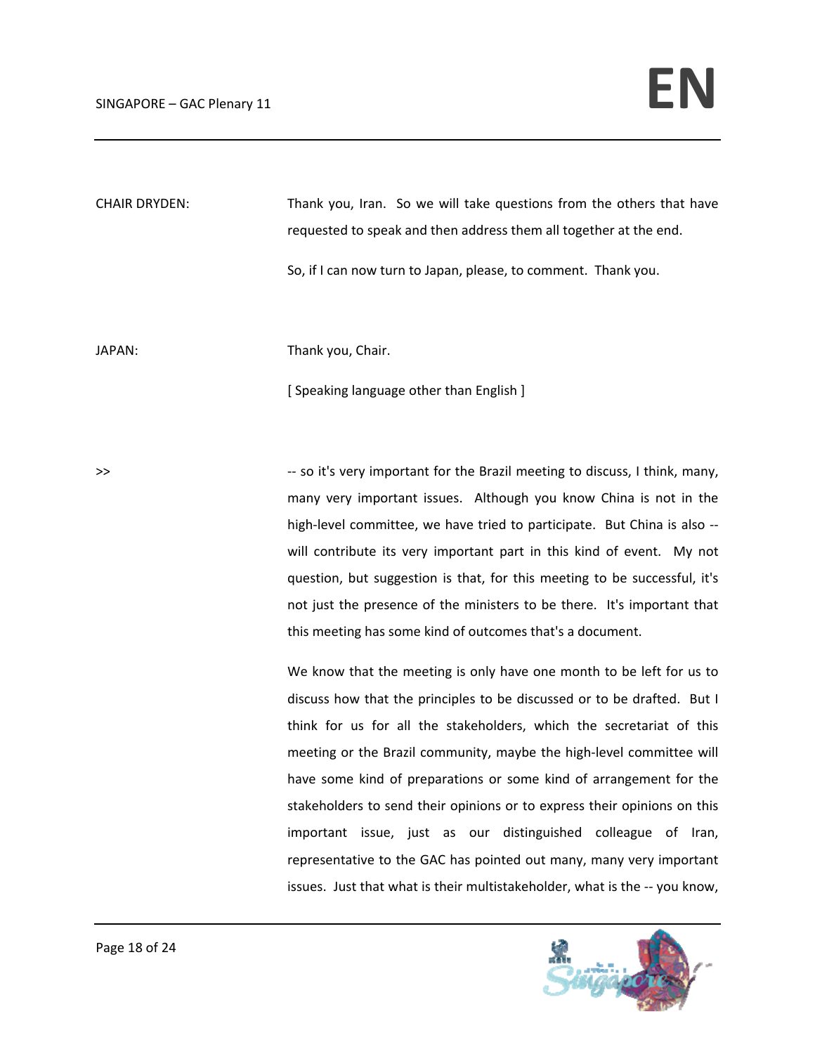CHAIR DRYDEN: Thank you, Iran. So we will take questions from the others that have requested to speak and then address them all together at the end.

So, if I can now turn to Japan, please, to comment. Thank you.

JAPAN: Thank you, Chair.

[ Speaking language other than English ]

>> -- so it's very important for the Brazil meeting to discuss, I think, many, many very important issues. Although you know China is not in the high-level committee, we have tried to participate. But China is also -- will contribute its very important part in this kind of event. My not question, but suggestion is that, for this meeting to be successful, it's not just the presence of the ministers to be there. It's important that this meeting has some kind of outcomes that's a document.

We know that the meeting is only have one month to be left for us to discuss how that the principles to be discussed or to be drafted. But I think for us for all the stakeholders, which the secretariat of this meeting or the Brazil community, maybe the high-level committee will have some kind of preparations or some kind of arrangement for the stakeholders to send their opinions or to express their opinions on this important issue, just as our distinguished colleague of Iran, representative to the GAC has pointed out many, many very important issues. Just that what is their multistakeholder, what is the -- you know,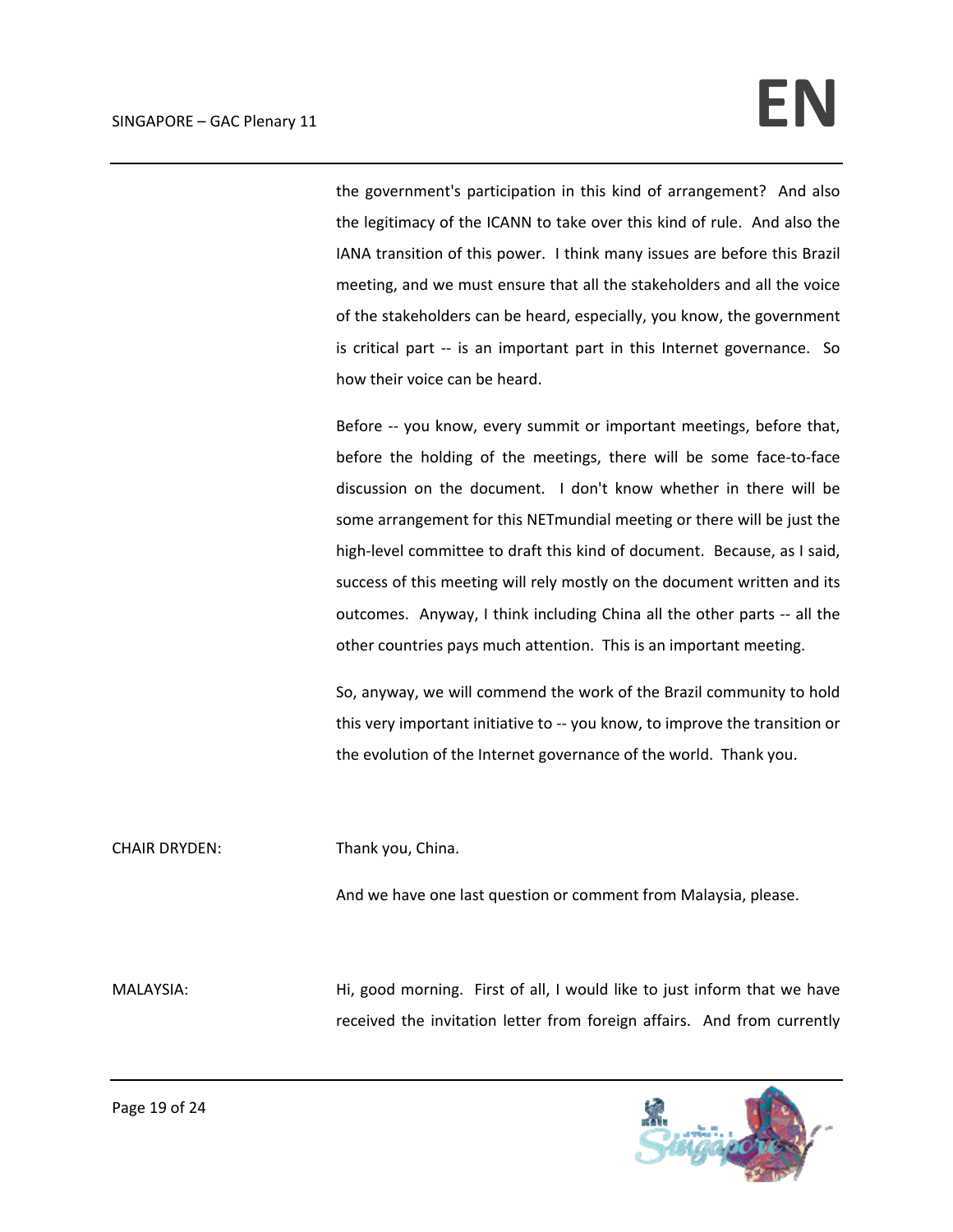the government's participation in this kind of arrangement? And also the legitimacy of the ICANN to take over this kind of rule. And also the IANA transition of this power. I think many issues are before this Brazil meeting, and we must ensure that all the stakeholders and all the voice of the stakeholders can be heard, especially, you know, the government is critical part -- is an important part in this Internet governance. So how their voice can be heard.

Before -- you know, every summit or important meetings, before that, before the holding of the meetings, there will be some face-to-face discussion on the document. I don't know whether in there will be some arrangement for this NETmundial meeting or there will be just the high-level committee to draft this kind of document. Because, as I said, success of this meeting will rely mostly on the document written and its outcomes. Anyway, I think including China all the other parts -- all the other countries pays much attention. This is an important meeting.

So, anyway, we will commend the work of the Brazil community to hold this very important initiative to -- you know, to improve the transition or the evolution of the Internet governance of the world. Thank you.

CHAIR DRYDEN: Thank you, China.

And we have one last question or comment from Malaysia, please.

MALAYSIA: Hi, good morning. First of all, I would like to just inform that we have received the invitation letter from foreign affairs. And from currently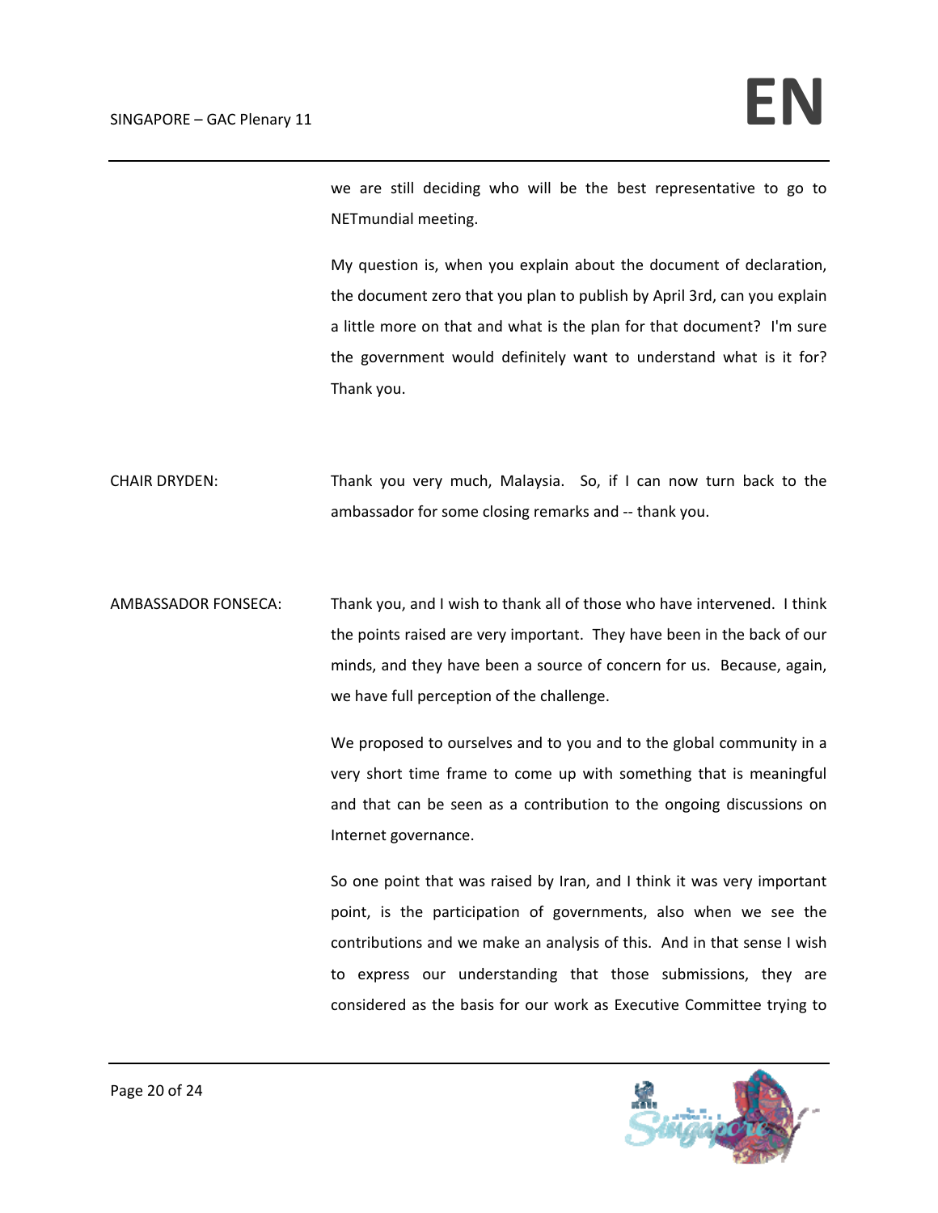we are still deciding who will be the best representative to go to NETmundial meeting.

My question is, when you explain about the document of declaration, the document zero that you plan to publish by April 3rd, can you explain a little more on that and what is the plan for that document? I'm sure the government would definitely want to understand what is it for? Thank you.

CHAIR DRYDEN: Thank you very much, Malaysia. So, if I can now turn back to the ambassador for some closing remarks and -- thank you.

AMBASSADOR FONSECA: Thank you, and I wish to thank all of those who have intervened. I think the points raised are very important. They have been in the back of our minds, and they have been a source of concern for us. Because, again, we have full perception of the challenge.

We proposed to ourselves and to you and to the global community in a very short time frame to come up with something that is meaningful and that can be seen as a contribution to the ongoing discussions on Internet governance.

So one point that was raised by Iran, and I think it was very important point, is the participation of governments, also when we see the contributions and we make an analysis of this. And in that sense I wish to express our understanding that those submissions, they are considered as the basis for our work as Executive Committee trying to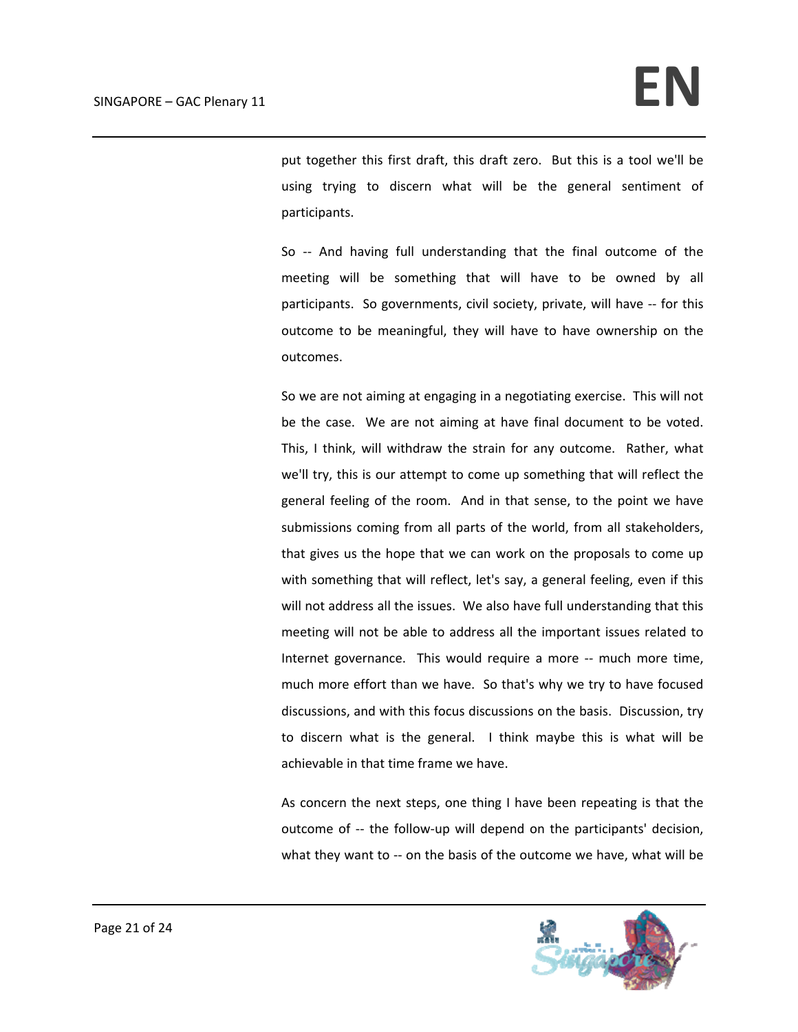put together this first draft, this draft zero. But this is a tool we'll be using trying to discern what will be the general sentiment of participants.

So -- And having full understanding that the final outcome of the meeting will be something that will have to be owned by all participants. So governments, civil society, private, will have -- for this outcome to be meaningful, they will have to have ownership on the outcomes.

So we are not aiming at engaging in a negotiating exercise. This will not be the case. We are not aiming at have final document to be voted. This, I think, will withdraw the strain for any outcome. Rather, what we'll try, this is our attempt to come up something that will reflect the general feeling of the room. And in that sense, to the point we have submissions coming from all parts of the world, from all stakeholders, that gives us the hope that we can work on the proposals to come up with something that will reflect, let's say, a general feeling, even if this will not address all the issues. We also have full understanding that this meeting will not be able to address all the important issues related to Internet governance. This would require a more -- much more time, much more effort than we have. So that's why we try to have focused discussions, and with this focus discussions on the basis. Discussion, try to discern what is the general. I think maybe this is what will be achievable in that time frame we have.

As concern the next steps, one thing I have been repeating is that the outcome of -- the follow-up will depend on the participants' decision, what they want to -- on the basis of the outcome we have, what will be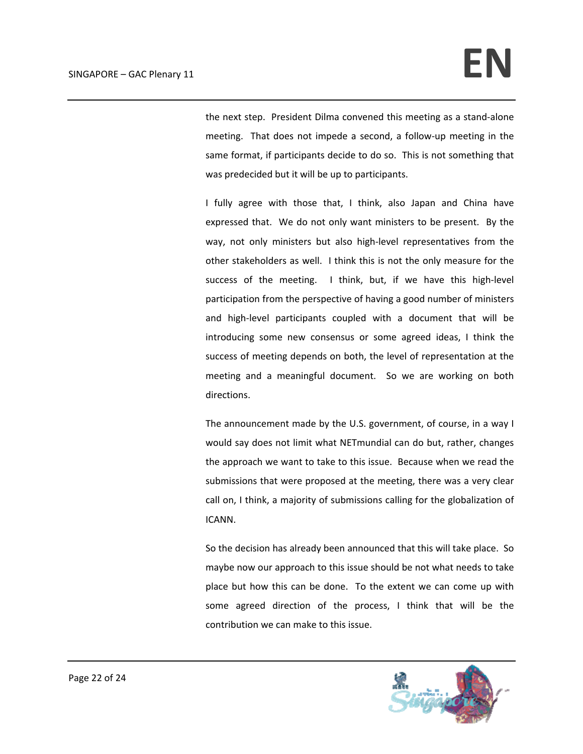the next step. President Dilma convened this meeting as a stand-alone meeting. That does not impede a second, a follow-up meeting in the same format, if participants decide to do so. This is not something that was predecided but it will be up to participants.

I fully agree with those that, I think, also Japan and China have expressed that. We do not only want ministers to be present. By the way, not only ministers but also high-level representatives from the other stakeholders as well. I think this is not the only measure for the success of the meeting. I think, but, if we have this high-level participation from the perspective of having a good number of ministers and high-level participants coupled with a document that will be introducing some new consensus or some agreed ideas, I think the success of meeting depends on both, the level of representation at the meeting and a meaningful document. So we are working on both directions.

The announcement made by the U.S. government, of course, in a way I would say does not limit what NETmundial can do but, rather, changes the approach we want to take to this issue. Because when we read the submissions that were proposed at the meeting, there was a very clear call on, I think, a majority of submissions calling for the globalization of ICANN.

So the decision has already been announced that this will take place. So maybe now our approach to this issue should be not what needs to take place but how this can be done. To the extent we can come up with some agreed direction of the process, I think that will be the contribution we can make to this issue.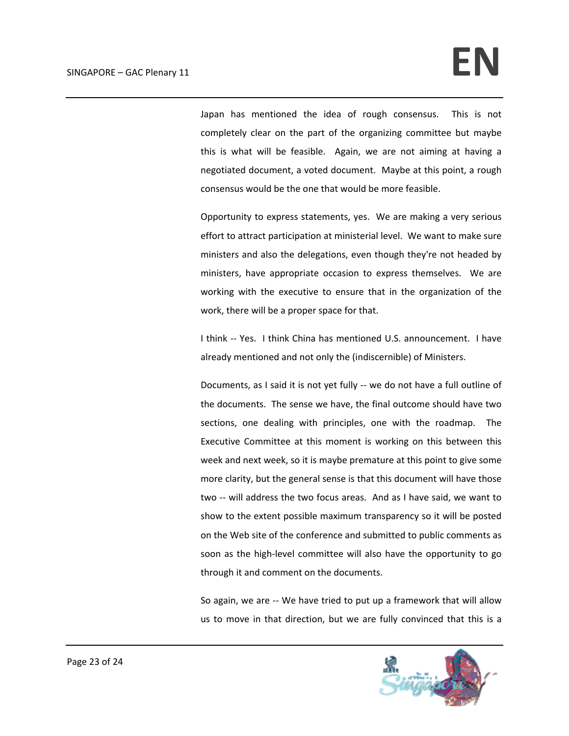Japan has mentioned the idea of rough consensus. This is not completely clear on the part of the organizing committee but maybe this is what will be feasible. Again, we are not aiming at having a negotiated document, a voted document. Maybe at this point, a rough consensus would be the one that would be more feasible.

Opportunity to express statements, yes. We are making a very serious effort to attract participation at ministerial level. We want to make sure ministers and also the delegations, even though they're not headed by ministers, have appropriate occasion to express themselves. We are working with the executive to ensure that in the organization of the work, there will be a proper space for that.

I think -- Yes. I think China has mentioned U.S. announcement. I have already mentioned and not only the (indiscernible) of Ministers.

Documents, as I said it is not yet fully -- we do not have a full outline of the documents. The sense we have, the final outcome should have two sections, one dealing with principles, one with the roadmap. The Executive Committee at this moment is working on this between this week and next week, so it is maybe premature at this point to give some more clarity, but the general sense is that this document will have those two -- will address the two focus areas. And as I have said, we want to show to the extent possible maximum transparency so it will be posted on the Web site of the conference and submitted to public comments as soon as the high-level committee will also have the opportunity to go through it and comment on the documents.

So again, we are -- We have tried to put up a framework that will allow us to move in that direction, but we are fully convinced that this is a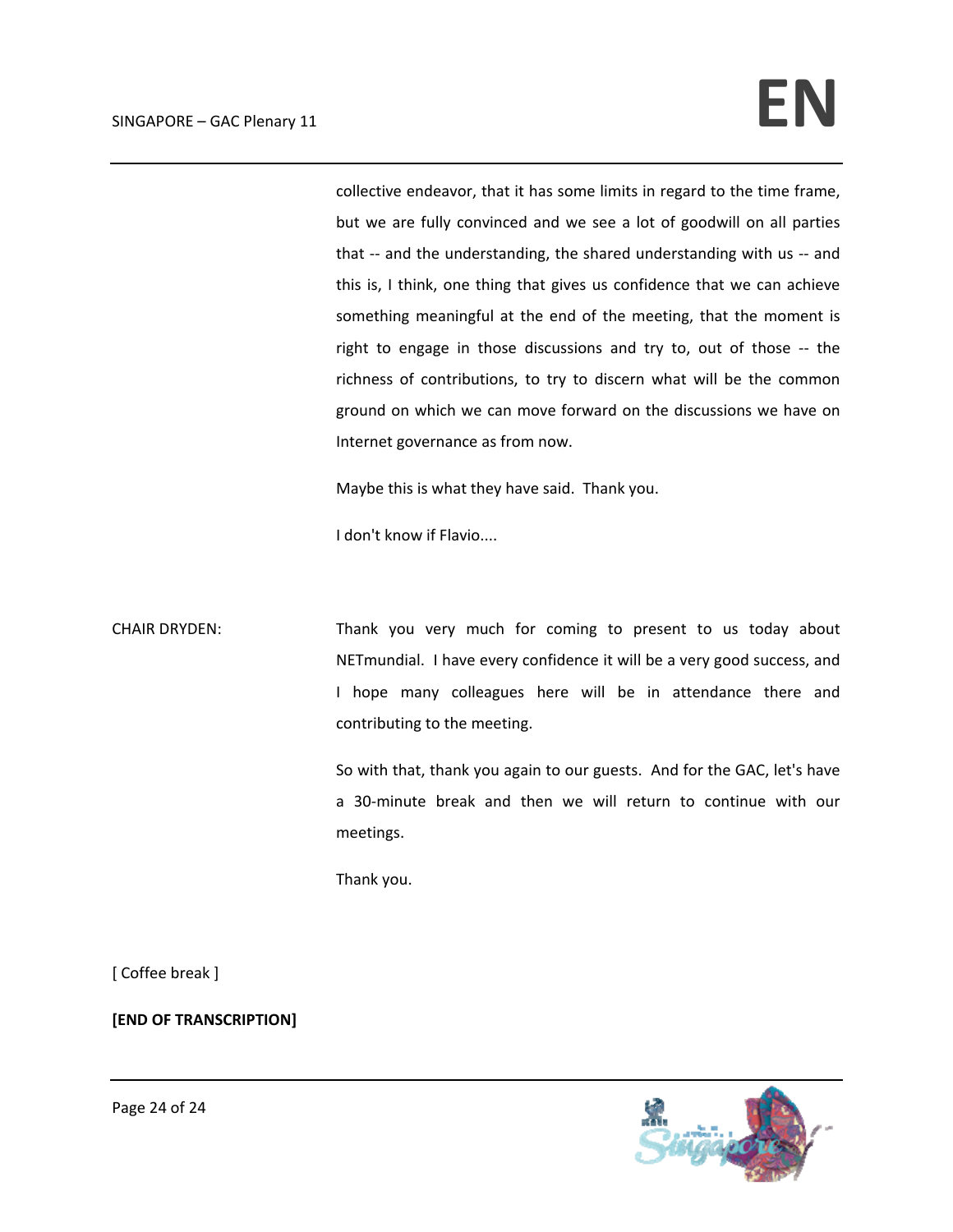collective endeavor, that it has some limits in regard to the time frame, but we are fully convinced and we see a lot of goodwill on all parties that -- and the understanding, the shared understanding with us -- and this is, I think, one thing that gives us confidence that we can achieve something meaningful at the end of the meeting, that the moment is right to engage in those discussions and try to, out of those -- the richness of contributions, to try to discern what will be the common ground on which we can move forward on the discussions we have on Internet governance as from now.

Maybe this is what they have said. Thank you.

I don't know if Flavio....

CHAIR DRYDEN: Thank you very much for coming to present to us today about NETmundial. I have every confidence it will be a very good success, and I hope many colleagues here will be in attendance there and contributing to the meeting.

So with that, thank you again to our guests. And for the GAC, let's have a 30-minute break and then we will return to continue with our meetings.

Thank you.

[ Coffee break ]

**[END OF TRANSCRIPTION]**